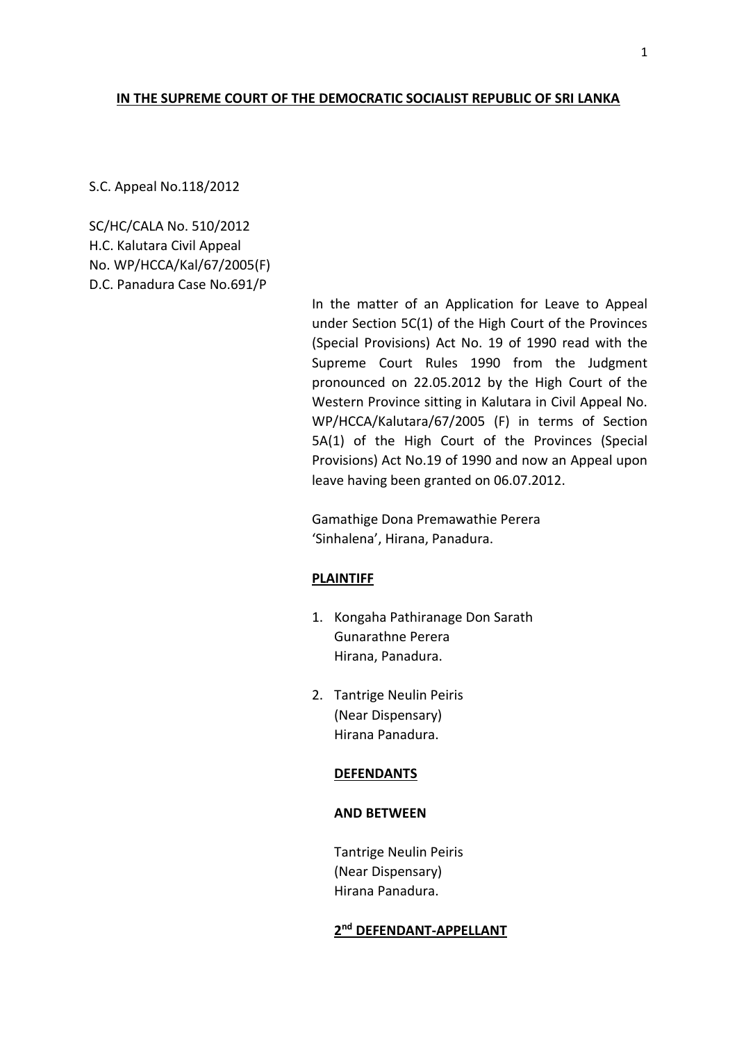**IN THE SUPREME COURT OF THE DEMOCRATIC SOCIALIST REPUBLIC OF SRI LANKA**

S.C. Appeal No.118/2012

SC/HC/CALA No. 510/2012
H.C. Kalutara Civil Appeal
No. WP/HCCA/Kal/67/2005(F)
D.C. Panadura Case No.691/P

In the matter of an Application for Leave to Appeal under Section 5C(1) of the High Court of the Provinces (Special Provisions) Act No. 19 of 1990 read with the Supreme Court Rules 1990 from the Judgment pronounced on 22.05.2012 by the High Court of the Western Province sitting in Kalutara in Civil Appeal No. WP/HCCA/Kalutara/67/2005 (F) in terms of Section 5A(1) of the High Court of the Provinces (Special Provisions) Act No.19 of 1990 and now an Appeal upon leave having been granted on 06.07.2012.

Gamathige Dona Premawathie Perera
'Sinhalena', Hirana, Panadura.

**PLAINTIFF**

1. Kongaha Pathiranage Don Sarath Gunarathne Perera
   Hirana, Panadura.

2. Tantrige Neulin Peiris
   (Near Dispensary)
   Hirana Panadura.

**DEFENDANTS**

**AND BETWEEN**

Tantrige Neulin Peiris
(Near Dispensary)
Hirana Panadura.

**2nd DEFENDANT-APPELLANT**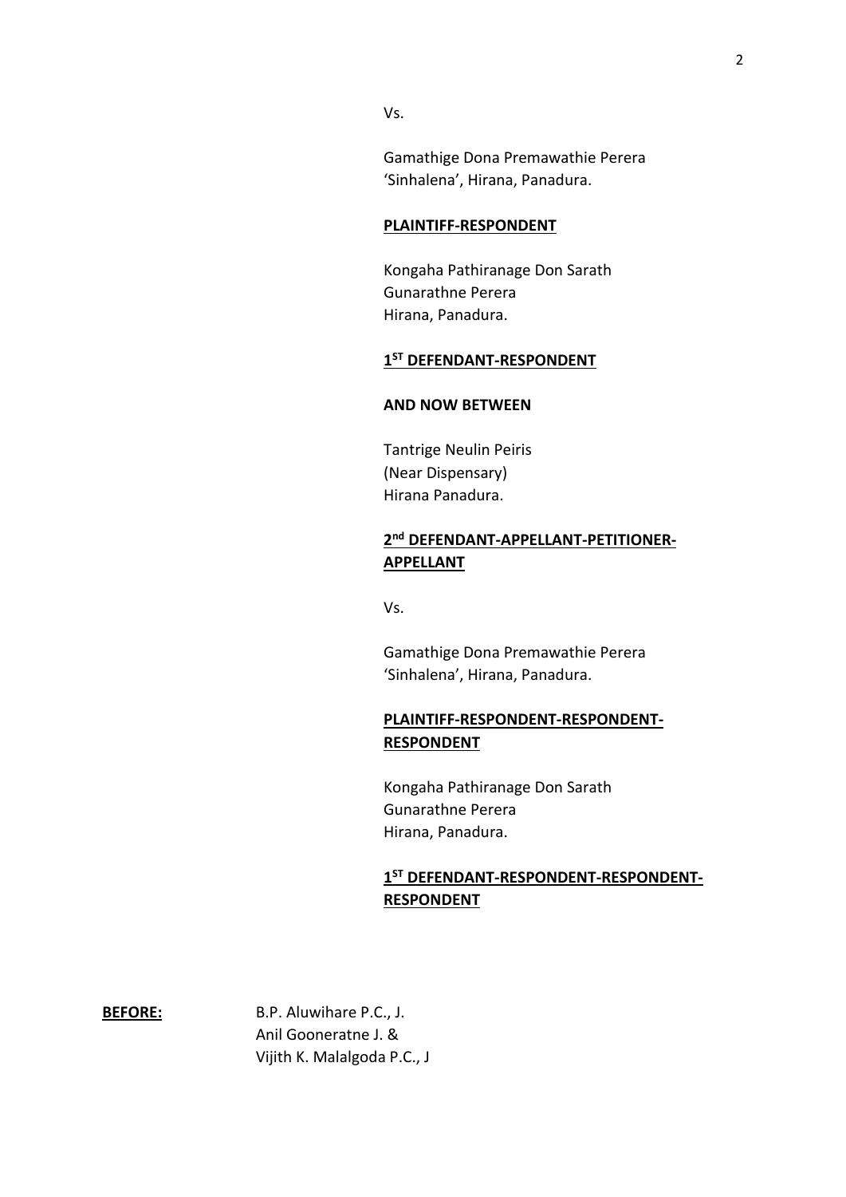Vs.

Gamathige Dona Premawathie Perera
'Sinhalena', Hirana, Panadura.

**PLAINTIFF-RESPONDENT**

Kongaha Pathiranage Don Sarath
Gunarathne Perera
Hirana, Panadura.

**1ST DEFENDANT-RESPONDENT**

**AND NOW BETWEEN**

Tantrige Neulin Peiris
(Near Dispensary)
Hirana Panadura.

**2nd DEFENDANT-APPELLANT-PETITIONER-APPELLANT**

Vs.

Gamathige Dona Premawathie Perera
'Sinhalena', Hirana, Panadura.

**PLAINTIFF-RESPONDENT-RESPONDENT-RESPONDENT**

Kongaha Pathiranage Don Sarath
Gunarathne Perera
Hirana, Panadura.

**1ST DEFENDANT-RESPONDENT-RESPONDENT-RESPONDENT**

**BEFORE:** B.P. Aluwihare P.C., J.
Anil Gooneratne J. &
Vijith K. Malalgoda P.C., J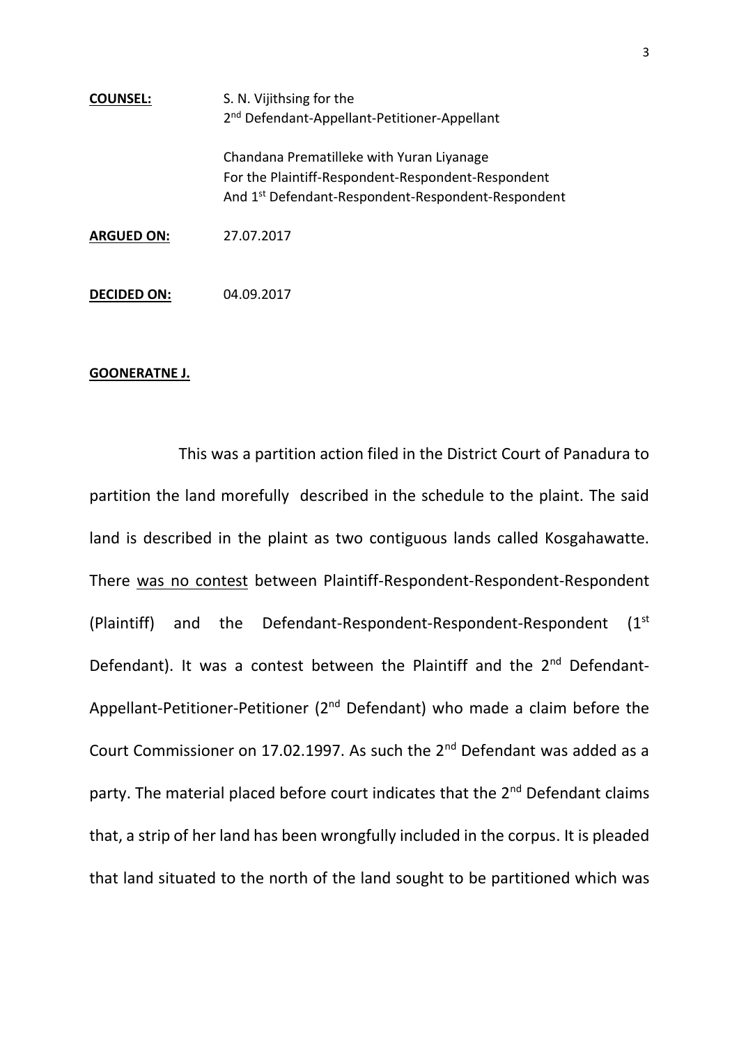**COUNSEL:** S. N. Vijithsing for the 2nd Defendant-Appellant-Petitioner-Appellant

Chandana Prematilleke with Yuran Liyanage For the Plaintiff-Respondent-Respondent-Respondent And 1st Defendant-Respondent-Respondent-Respondent

**ARGUED ON:** 27.07.2017

**DECIDED ON:** 04.09.2017

**GOONERATNE J.**

This was a partition action filed in the District Court of Panadura to partition the land morefully described in the schedule to the plaint. The said land is described in the plaint as two contiguous lands called Kosgahawatte. There was no contest between Plaintiff-Respondent-Respondent-Respondent (Plaintiff) and the Defendant-Respondent-Respondent-Respondent (1st Defendant). It was a contest between the Plaintiff and the 2nd Defendant-Appellant-Petitioner-Petitioner (2nd Defendant) who made a claim before the Court Commissioner on 17.02.1997. As such the 2nd Defendant was added as a party. The material placed before court indicates that the 2nd Defendant claims that, a strip of her land has been wrongfully included in the corpus. It is pleaded that land situated to the north of the land sought to be partitioned which was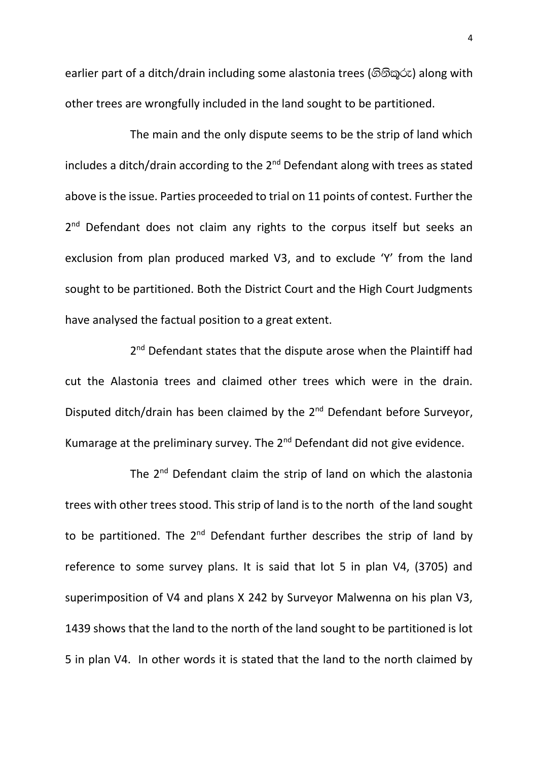earlier part of a ditch/drain including some alastonia trees (ගිනිකුරු) along with other trees are wrongfully included in the land sought to be partitioned.

The main and the only dispute seems to be the strip of land which includes a ditch/drain according to the 2nd Defendant along with trees as stated above is the issue. Parties proceeded to trial on 11 points of contest. Further the 2nd Defendant does not claim any rights to the corpus itself but seeks an exclusion from plan produced marked V3, and to exclude 'Y' from the land sought to be partitioned. Both the District Court and the High Court Judgments have analysed the factual position to a great extent.

2nd Defendant states that the dispute arose when the Plaintiff had cut the Alastonia trees and claimed other trees which were in the drain. Disputed ditch/drain has been claimed by the 2nd Defendant before Surveyor, Kumarage at the preliminary survey. The 2nd Defendant did not give evidence.

The 2nd Defendant claim the strip of land on which the alastonia trees with other trees stood. This strip of land is to the north of the land sought to be partitioned. The 2nd Defendant further describes the strip of land by reference to some survey plans. It is said that lot 5 in plan V4, (3705) and superimposition of V4 and plans X 242 by Surveyor Malwenna on his plan V3, 1439 shows that the land to the north of the land sought to be partitioned is lot 5 in plan V4. In other words it is stated that the land to the north claimed by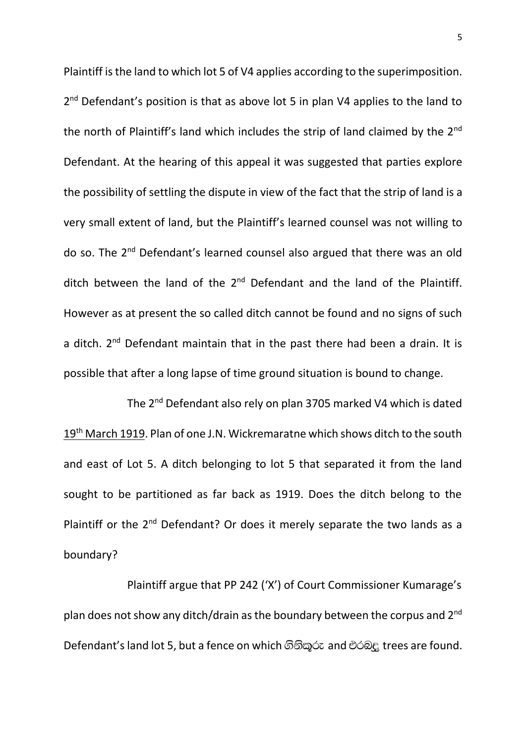Plaintiff is the land to which lot 5 of V4 applies according to the superimposition. 2nd Defendant's position is that as above lot 5 in plan V4 applies to the land to the north of Plaintiff's land which includes the strip of land claimed by the 2nd Defendant. At the hearing of this appeal it was suggested that parties explore the possibility of settling the dispute in view of the fact that the strip of land is a very small extent of land, but the Plaintiff's learned counsel was not willing to do so. The 2nd Defendant's learned counsel also argued that there was an old ditch between the land of the 2nd Defendant and the land of the Plaintiff. However as at present the so called ditch cannot be found and no signs of such a ditch. 2nd Defendant maintain that in the past there had been a drain. It is possible that after a long lapse of time ground situation is bound to change.

The 2nd Defendant also rely on plan 3705 marked V4 which is dated <u>19th March 1919</u>. Plan of one J.N. Wickremaratne which shows ditch to the south and east of Lot 5. A ditch belonging to lot 5 that separated it from the land sought to be partitioned as far back as 1919. Does the ditch belong to the Plaintiff or the 2nd Defendant? Or does it merely separate the two lands as a boundary?

Plaintiff argue that PP 242 ('X') of Court Commissioner Kumarage's plan does not show any ditch/drain as the boundary between the corpus and 2nd Defendant's land lot 5, but a fence on which ගිනිකුරු and එරබදු trees are found.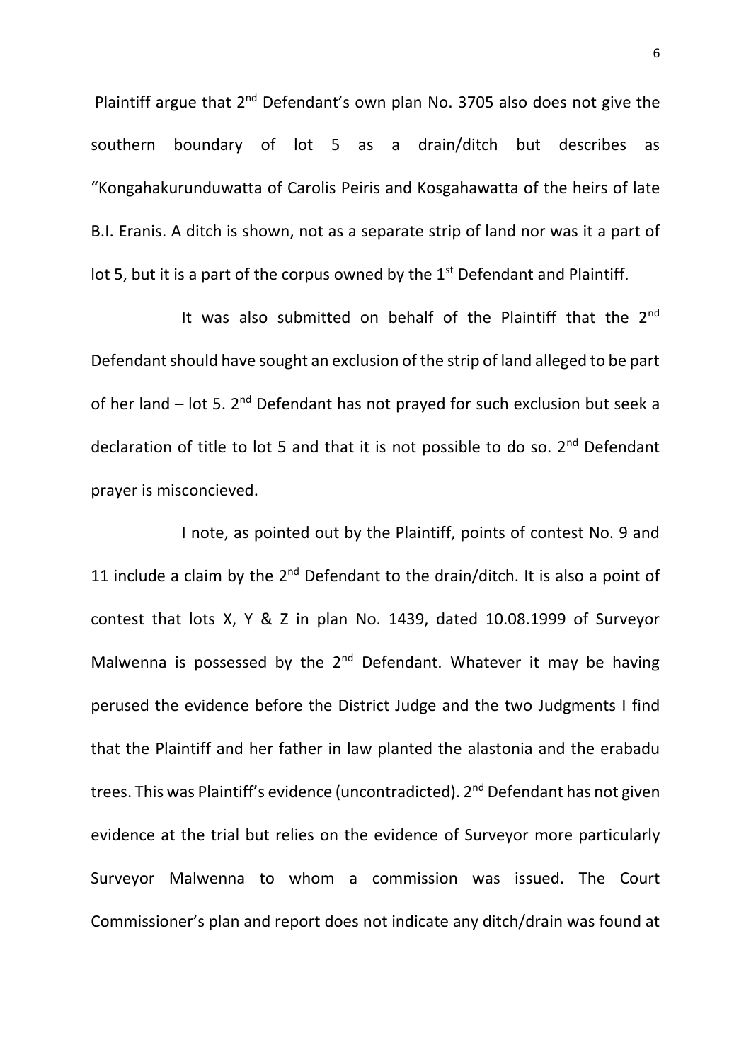Plaintiff argue that 2nd Defendant's own plan No. 3705 also does not give the southern boundary of lot 5 as a drain/ditch but describes as "Kongahakurunduwatta of Carolis Peiris and Kosgahawatta of the heirs of late B.I. Eranis. A ditch is shown, not as a separate strip of land nor was it a part of lot 5, but it is a part of the corpus owned by the 1st Defendant and Plaintiff.

It was also submitted on behalf of the Plaintiff that the 2nd Defendant should have sought an exclusion of the strip of land alleged to be part of her land – lot 5. 2nd Defendant has not prayed for such exclusion but seek a declaration of title to lot 5 and that it is not possible to do so. 2nd Defendant prayer is misconcieved.

I note, as pointed out by the Plaintiff, points of contest No. 9 and 11 include a claim by the 2nd Defendant to the drain/ditch. It is also a point of contest that lots X, Y & Z in plan No. 1439, dated 10.08.1999 of Surveyor Malwenna is possessed by the 2nd Defendant. Whatever it may be having perused the evidence before the District Judge and the two Judgments I find that the Plaintiff and her father in law planted the alastonia and the erabadu trees. This was Plaintiff's evidence (uncontradicted). 2nd Defendant has not given evidence at the trial but relies on the evidence of Surveyor more particularly Surveyor Malwenna to whom a commission was issued. The Court Commissioner's plan and report does not indicate any ditch/drain was found at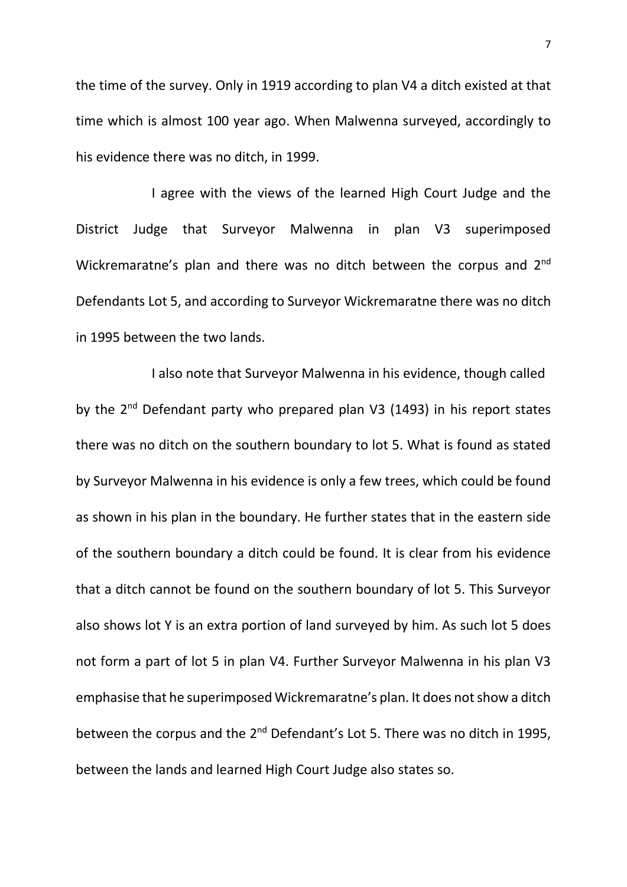the time of the survey. Only in 1919 according to plan V4 a ditch existed at that time which is almost 100 year ago. When Malwenna surveyed, accordingly to his evidence there was no ditch, in 1999.

I agree with the views of the learned High Court Judge and the District Judge that Surveyor Malwenna in plan V3 superimposed Wickremaratne's plan and there was no ditch between the corpus and 2nd Defendants Lot 5, and according to Surveyor Wickremaratne there was no ditch in 1995 between the two lands.

I also note that Surveyor Malwenna in his evidence, though called by the 2nd Defendant party who prepared plan V3 (1493) in his report states there was no ditch on the southern boundary to lot 5. What is found as stated by Surveyor Malwenna in his evidence is only a few trees, which could be found as shown in his plan in the boundary. He further states that in the eastern side of the southern boundary a ditch could be found. It is clear from his evidence that a ditch cannot be found on the southern boundary of lot 5. This Surveyor also shows lot Y is an extra portion of land surveyed by him. As such lot 5 does not form a part of lot 5 in plan V4. Further Surveyor Malwenna in his plan V3 emphasise that he superimposed Wickremaratne's plan. It does not show a ditch between the corpus and the 2nd Defendant's Lot 5. There was no ditch in 1995, between the lands and learned High Court Judge also states so.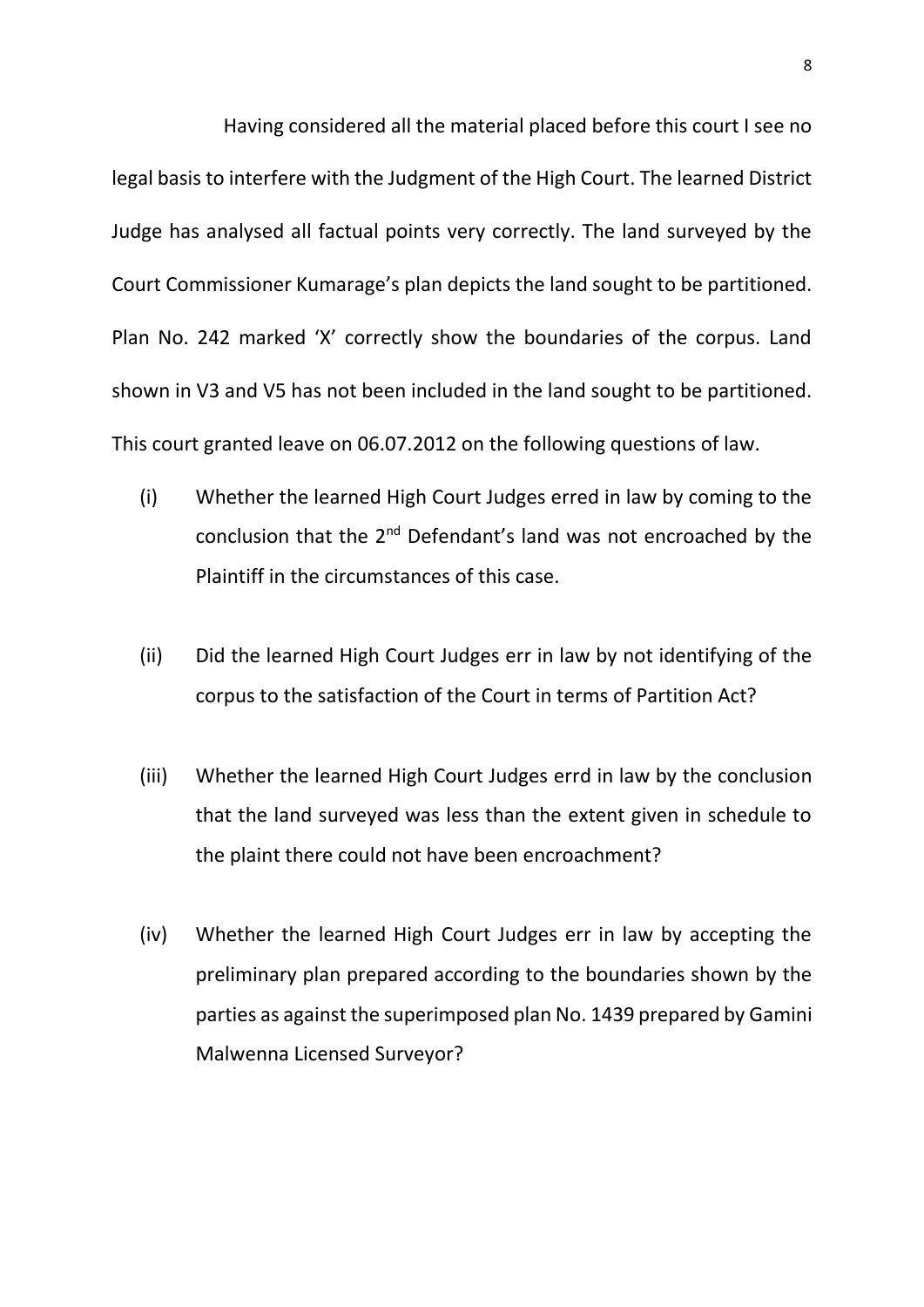Having considered all the material placed before this court I see no legal basis to interfere with the Judgment of the High Court. The learned District Judge has analysed all factual points very correctly. The land surveyed by the Court Commissioner Kumarage's plan depicts the land sought to be partitioned. Plan No. 242 marked 'X' correctly show the boundaries of the corpus. Land shown in V3 and V5 has not been included in the land sought to be partitioned. This court granted leave on 06.07.2012 on the following questions of law.

(i) Whether the learned High Court Judges erred in law by coming to the conclusion that the 2nd Defendant's land was not encroached by the Plaintiff in the circumstances of this case.

(ii) Did the learned High Court Judges err in law by not identifying of the corpus to the satisfaction of the Court in terms of Partition Act?

(iii) Whether the learned High Court Judges errd in law by the conclusion that the land surveyed was less than the extent given in schedule to the plaint there could not have been encroachment?

(iv) Whether the learned High Court Judges err in law by accepting the preliminary plan prepared according to the boundaries shown by the parties as against the superimposed plan No. 1439 prepared by Gamini Malwenna Licensed Surveyor?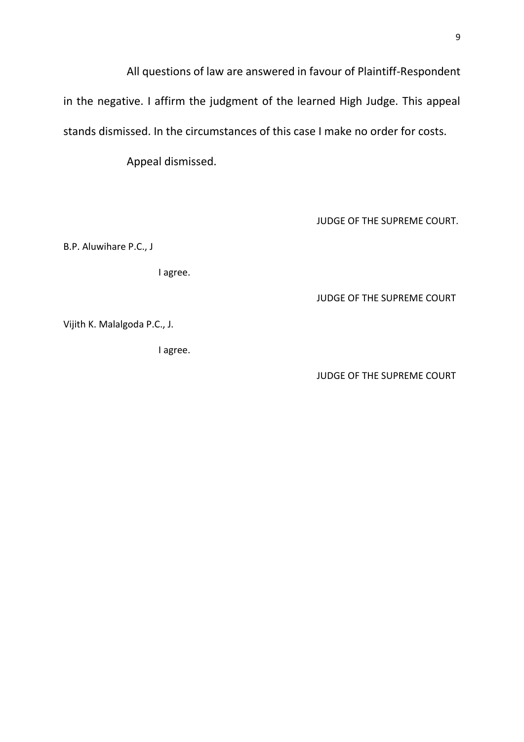All questions of law are answered in favour of Plaintiff-Respondent in the negative. I affirm the judgment of the learned High Judge. This appeal stands dismissed. In the circumstances of this case I make no order for costs.

Appeal dismissed.

JUDGE OF THE SUPREME COURT.

B.P. Aluwihare P.C., J

I agree.

JUDGE OF THE SUPREME COURT

Vijith K. Malalgoda P.C., J.

I agree.

JUDGE OF THE SUPREME COURT